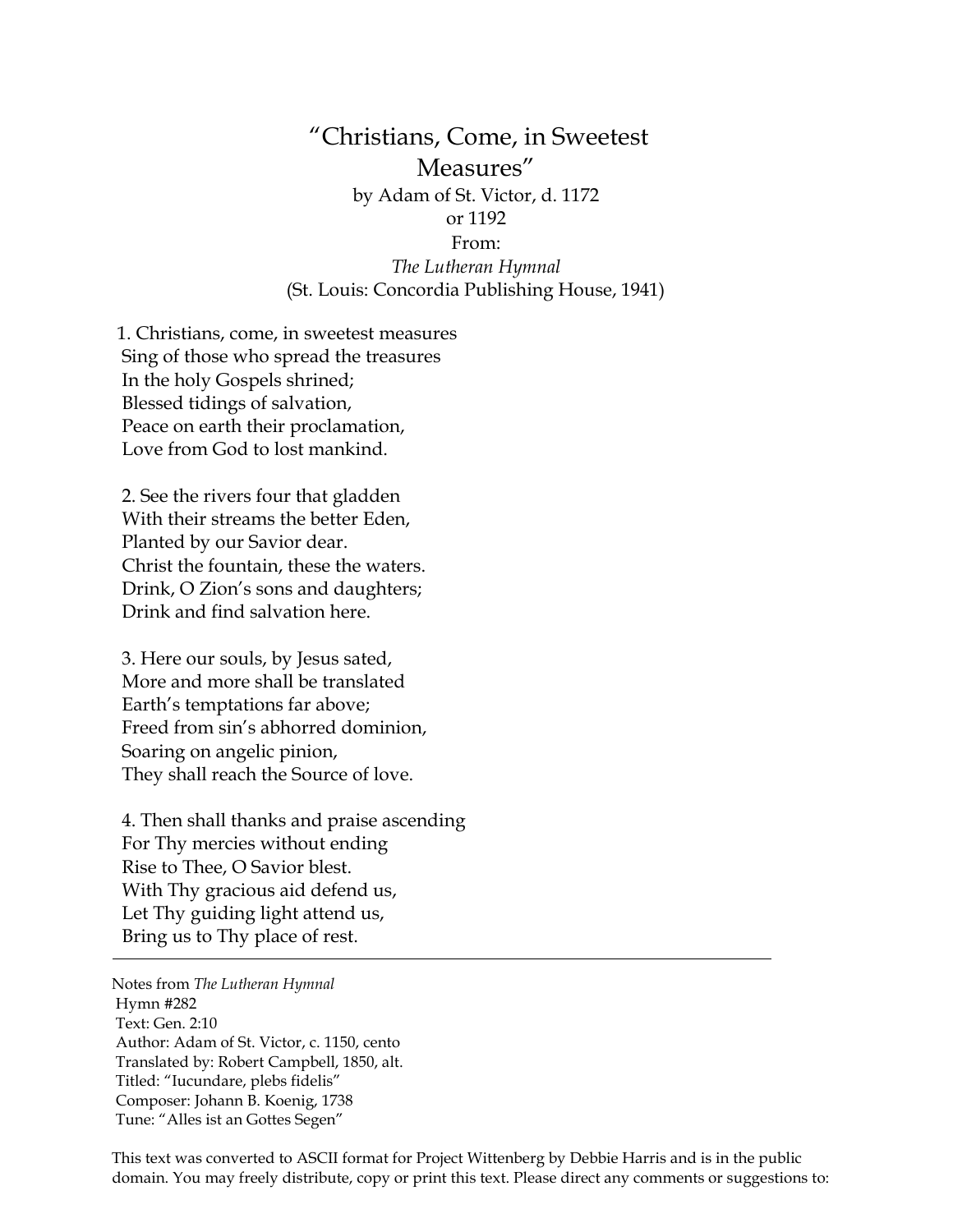# "Christians, Come, in Sweetest Measures"

by Adam of St. Victor, d. 1172 or 1192

From:

*The Lutheran Hymnal*

(St. Louis: Concordia Publishing House, 1941)

1. Christians, come, in sweetest measures  
Sing of those who spread the treasures  
In the holy Gospels shrined;  
Blessed tidings of salvation,  
Peace on earth their proclamation,  
Love from God to lost mankind.

2. See the rivers four that gladden  
With their streams the better Eden,  
Planted by our Savior dear.  
Christ the fountain, these the waters.  
Drink, O Zion's sons and daughters;  
Drink and find salvation here.

3. Here our souls, by Jesus sated,  
More and more shall be translated  
Earth's temptations far above;  
Freed from sin's abhorred dominion,  
Soaring on angelic pinion,  
They shall reach the Source of love.

4. Then shall thanks and praise ascending  
For Thy mercies without ending  
Rise to Thee, O Savior blest.  
With Thy gracious aid defend us,  
Let Thy guiding light attend us,  
Bring us to Thy place of rest.

---

Notes from *The Lutheran Hymnal*  
Hymn #282  
Text: Gen. 2:10  
Author: Adam of St. Victor, c. 1150, cento  
Translated by: Robert Campbell, 1850, alt.  
Titled: "Iucundare, plebs fidelis"  
Composer: Johann B. Koenig, 1738  
Tune: "Alles ist an Gottes Segen"

This text was converted to ASCII format for Project Wittenberg by Debbie Harris and is in the public domain. You may freely distribute, copy or print this text. Please direct any comments or suggestions to: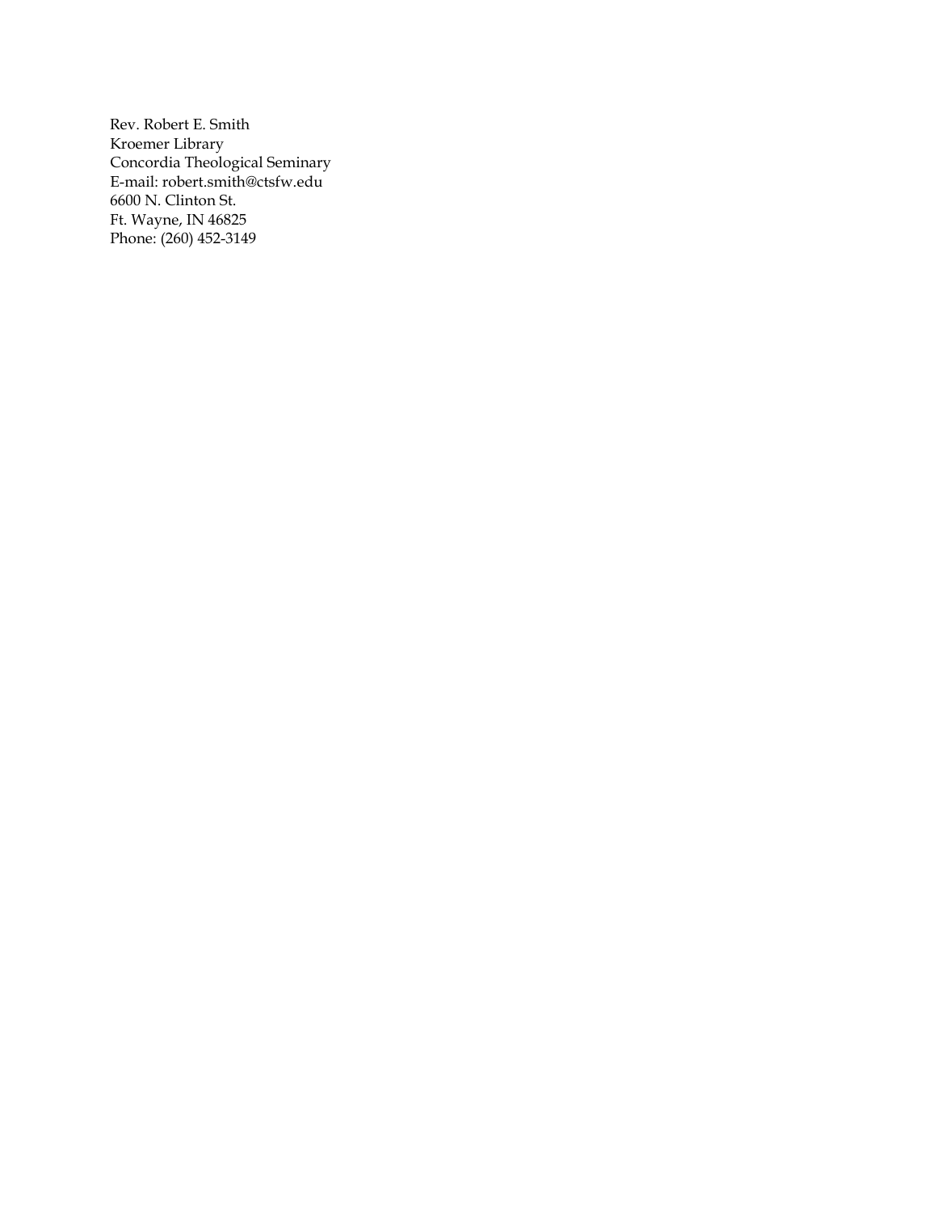Rev. Robert E. Smith
Kroemer Library
Concordia Theological Seminary
E-mail: robert.smith@ctsfw.edu
6600 N. Clinton St.
Ft. Wayne, IN 46825
Phone: (260) 452-3149